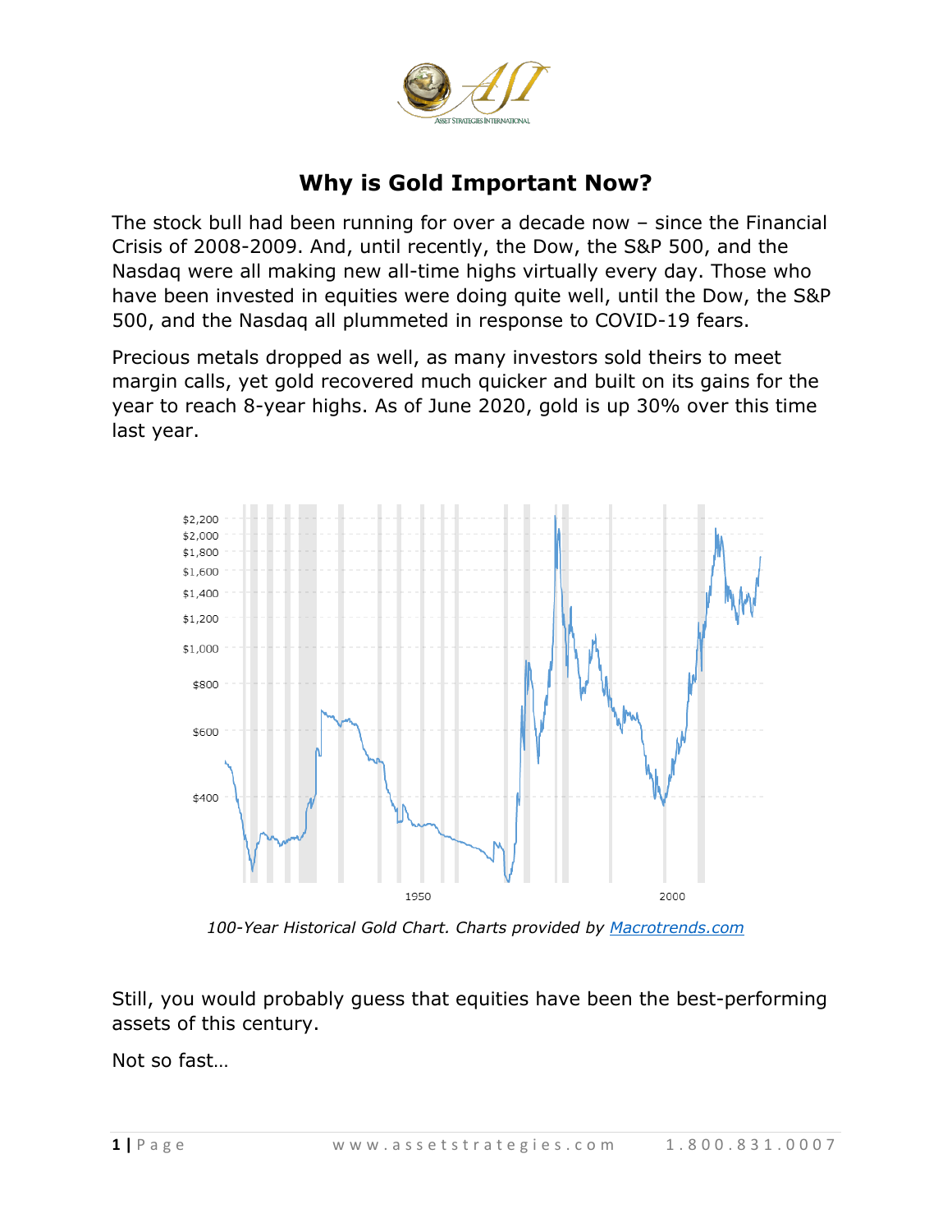# Why is Gold Important Now?

The stock bull had been running for over a decade now – since the Financial Crisis of 2008-2009. And, until recently, the Dow, the S&P 500, and the Nasdaq were all making new all-time highs virtually every day. Those who have been invested in equities were doing quite well, until the Dow, the S&P 500, and the Nasdaq all plummeted in response to COVID-19 fears.

Precious metals dropped as well, as many investors sold theirs to meet margin calls, yet gold recovered much quicker and built on its gains for the year to reach 8-year highs. As of June 2020, gold is up 30% over this time last year.

$2,200
$2,000
$1,800
$1,600
$1,400
$1,200
$1,000
$800
$600
$400
1950
2000

*100-Year Historical Gold Chart. Charts provided by [Macrotrends.com](Macrotrends.com)*

Still, you would probably guess that equities have been the best-performing assets of this century.

Not so fast…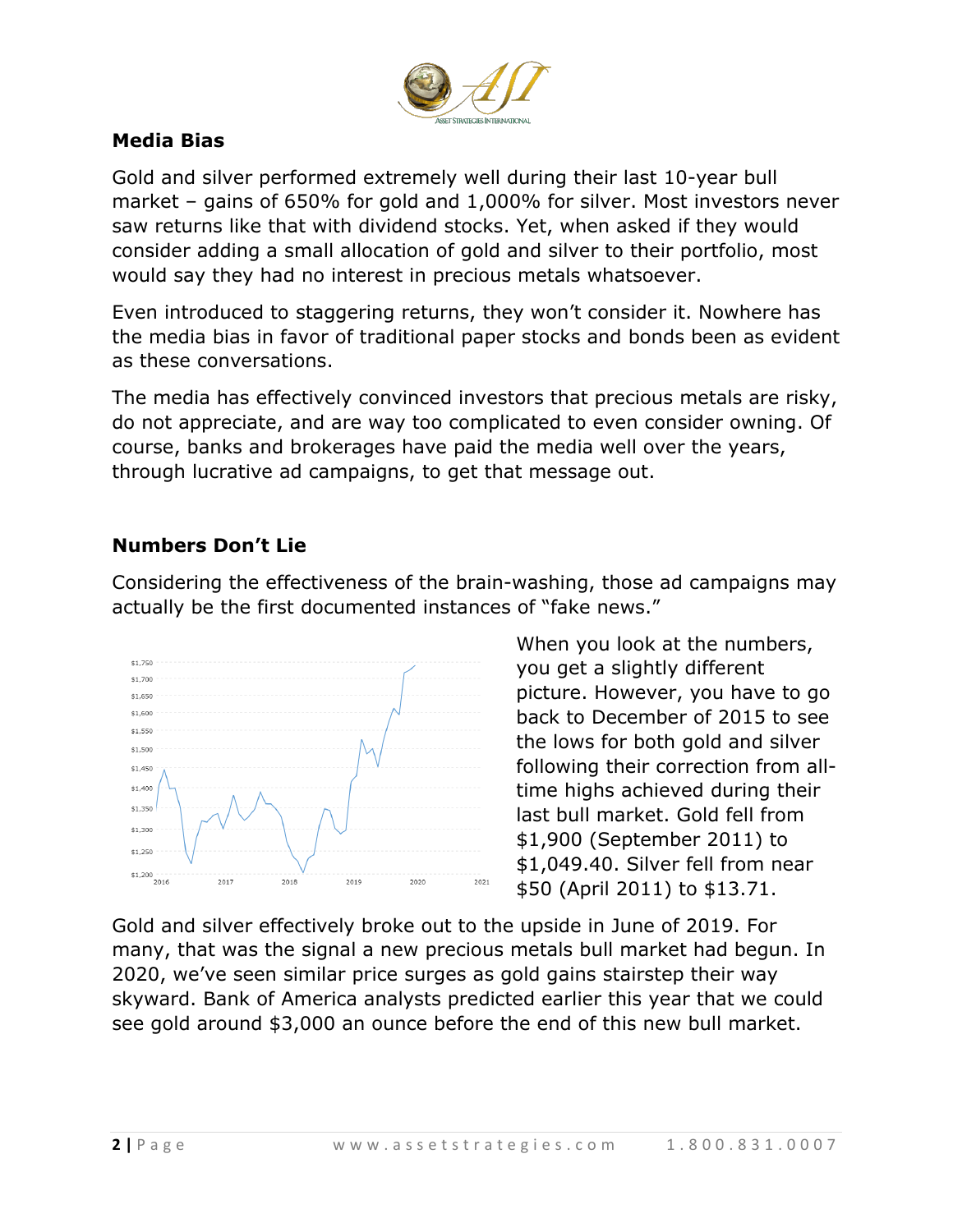## Media Bias

Gold and silver performed extremely well during their last 10-year bull market – gains of 650% for gold and 1,000% for silver. Most investors never saw returns like that with dividend stocks. Yet, when asked if they would consider adding a small allocation of gold and silver to their portfolio, most would say they had no interest in precious metals whatsoever.

Even introduced to staggering returns, they won't consider it. Nowhere has the media bias in favor of traditional paper stocks and bonds been as evident as these conversations.

The media has effectively convinced investors that precious metals are risky, do not appreciate, and are way too complicated to even consider owning. Of course, banks and brokerages have paid the media well over the years, through lucrative ad campaigns, to get that message out.

## Numbers Don't Lie

Considering the effectiveness of the brain-washing, those ad campaigns may actually be the first documented instances of "fake news."

$1,750
$1,700
$1,650
$1,600
$1,550
$1,500
$1,450
$1,400
$1,350
$1,300
$1,250
$1,200
2016
2017
2018
2019
2020
2021

When you look at the numbers, you get a slightly different picture. However, you have to go back to December of 2015 to see the lows for both gold and silver following their correction from all-time highs achieved during their last bull market. Gold fell from $1,900 (September 2011) to $1,049.40. Silver fell from near $50 (April 2011) to $13.71.

Gold and silver effectively broke out to the upside in June of 2019. For many, that was the signal a new precious metals bull market had begun. In 2020, we've seen similar price surges as gold gains stairstep their way skyward. Bank of America analysts predicted earlier this year that we could see gold around $3,000 an ounce before the end of this new bull market.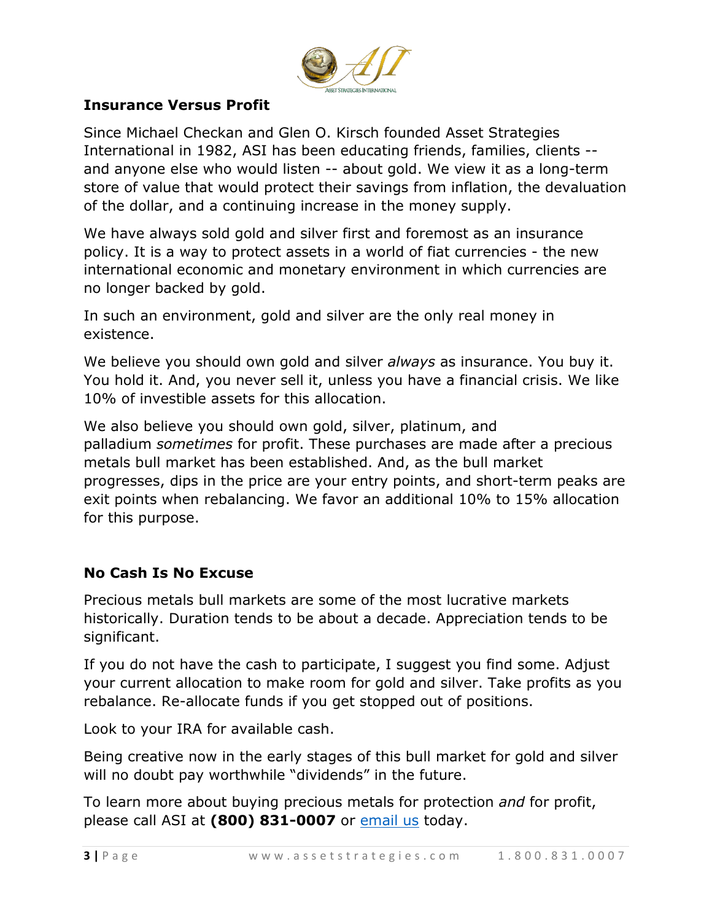## Insurance Versus Profit

Since Michael Checkan and Glen O. Kirsch founded Asset Strategies International in 1982, ASI has been educating friends, families, clients -- and anyone else who would listen -- about gold. We view it as a long-term store of value that would protect their savings from inflation, the devaluation of the dollar, and a continuing increase in the money supply.

We have always sold gold and silver first and foremost as an insurance policy. It is a way to protect assets in a world of fiat currencies - the new international economic and monetary environment in which currencies are no longer backed by gold.

In such an environment, gold and silver are the only real money in existence.

We believe you should own gold and silver *always* as insurance. You buy it. You hold it. And, you never sell it, unless you have a financial crisis. We like 10% of investible assets for this allocation.

We also believe you should own gold, silver, platinum, and palladium *sometimes* for profit. These purchases are made after a precious metals bull market has been established. And, as the bull market progresses, dips in the price are your entry points, and short-term peaks are exit points when rebalancing. We favor an additional 10% to 15% allocation for this purpose.

## No Cash Is No Excuse

Precious metals bull markets are some of the most lucrative markets historically. Duration tends to be about a decade. Appreciation tends to be significant.

If you do not have the cash to participate, I suggest you find some. Adjust your current allocation to make room for gold and silver. Take profits as you rebalance. Re-allocate funds if you get stopped out of positions.

Look to your IRA for available cash.

Being creative now in the early stages of this bull market for gold and silver will no doubt pay worthwhile "dividends" in the future.

To learn more about buying precious metals for protection *and* for profit, please call ASI at **(800) 831-0007** or [email us](#) today.